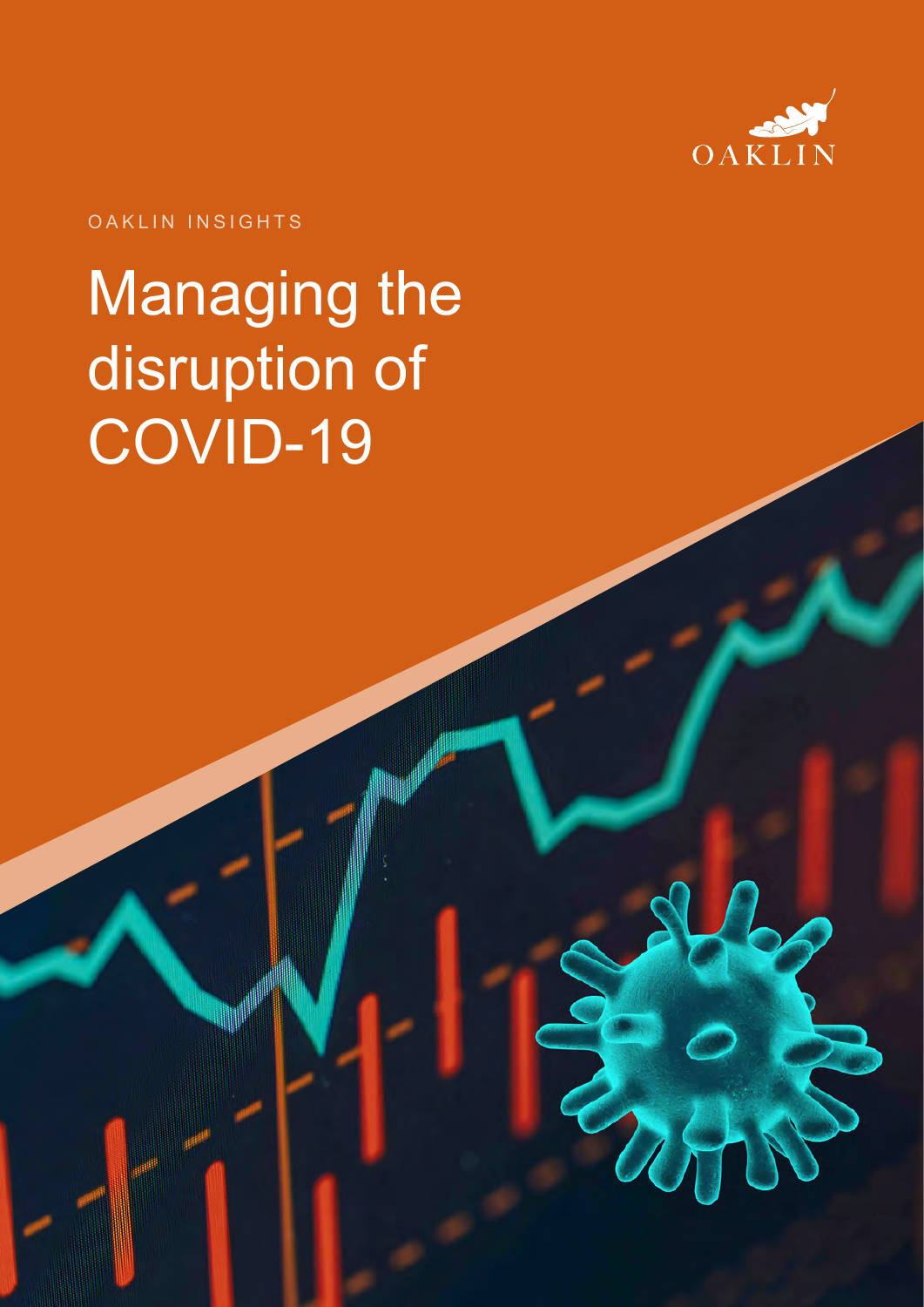OAKLIN

OAKLIN INSIGHTS

# Managing the disruption of COVID-19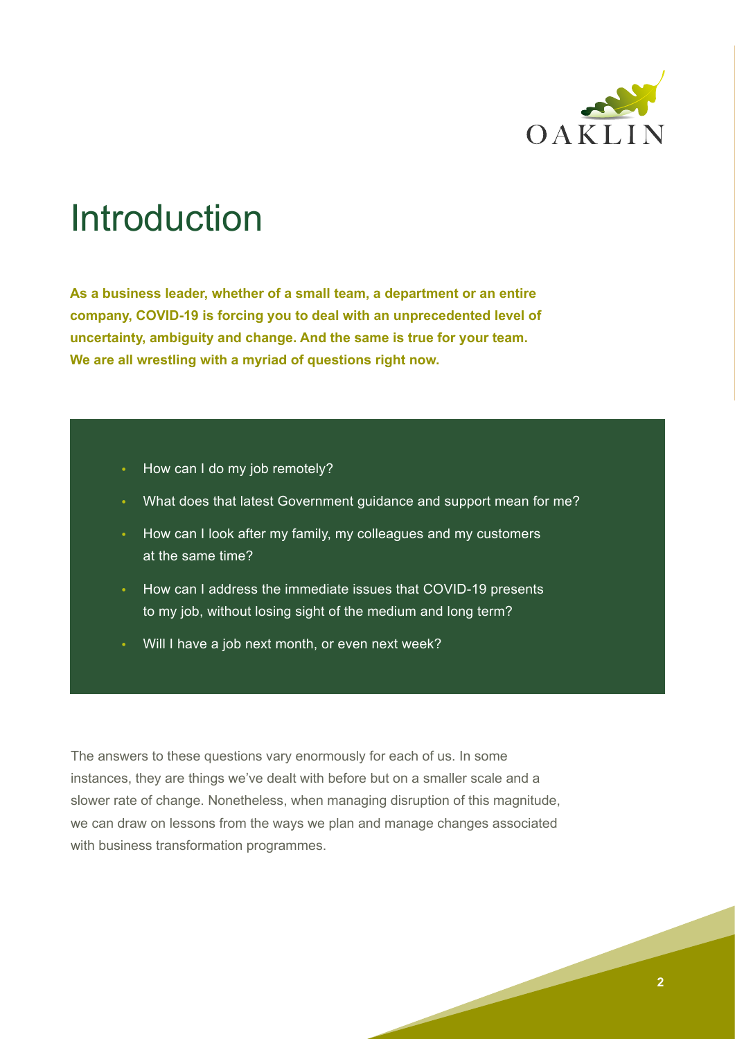# Introduction

**As a business leader, whether of a small team, a department or an entire company, COVID-19 is forcing you to deal with an unprecedented level of uncertainty, ambiguity and change. And the same is true for your team. We are all wrestling with a myriad of questions right now.**

- How can I do my job remotely?
- What does that latest Government guidance and support mean for me?
- How can I look after my family, my colleagues and my customers at the same time?
- How can I address the immediate issues that COVID-19 presents to my job, without losing sight of the medium and long term?
- Will I have a job next month, or even next week?

The answers to these questions vary enormously for each of us. In some instances, they are things we've dealt with before but on a smaller scale and a slower rate of change. Nonetheless, when managing disruption of this magnitude, we can draw on lessons from the ways we plan and manage changes associated with business transformation programmes.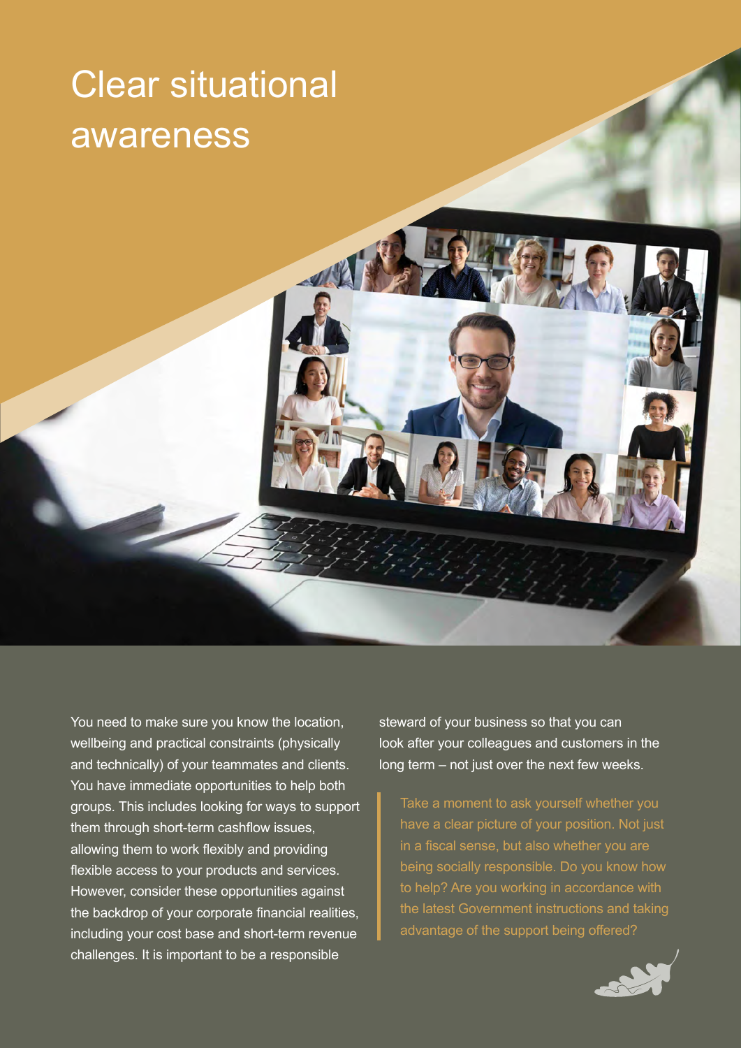# Clear situational awareness

You need to make sure you know the location, wellbeing and practical constraints (physically and technically) of your teammates and clients. You have immediate opportunities to help both groups. This includes looking for ways to support them through short-term cashflow issues, allowing them to work flexibly and providing flexible access to your products and services. However, consider these opportunities against the backdrop of your corporate financial realities, including your cost base and short-term revenue challenges. It is important to be a responsible steward of your business so that you can look after your colleagues and customers in the long term – not just over the next few weeks.

> Take a moment to ask yourself whether you have a clear picture of your position. Not just in a fiscal sense, but also whether you are being socially responsible. Do you know how to help? Are you working in accordance with the latest Government instructions and taking advantage of the support being offered?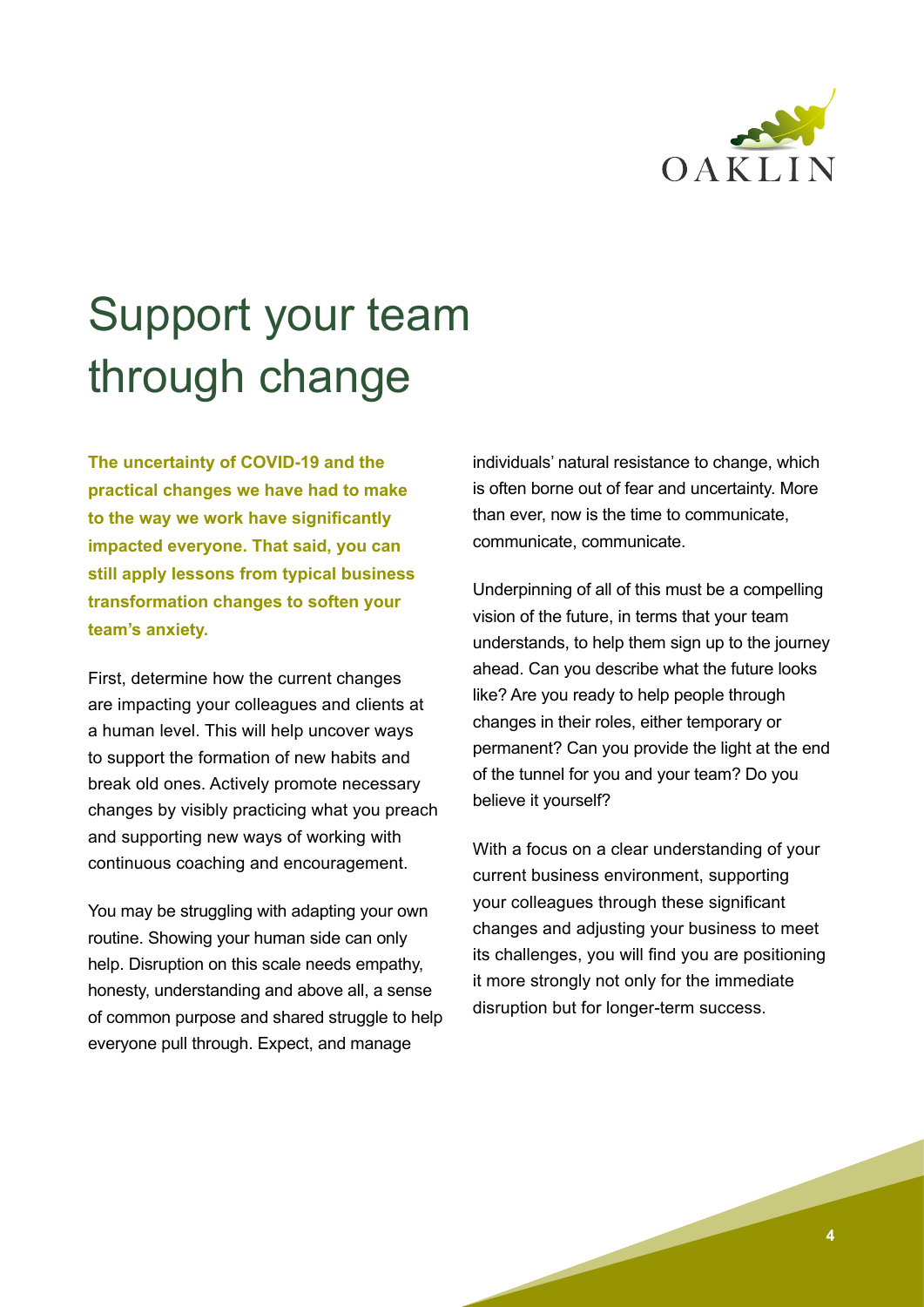# Support your team through change

**The uncertainty of COVID-19 and the practical changes we have had to make to the way we work have significantly impacted everyone. That said, you can still apply lessons from typical business transformation changes to soften your team's anxiety.**

First, determine how the current changes are impacting your colleagues and clients at a human level. This will help uncover ways to support the formation of new habits and break old ones. Actively promote necessary changes by visibly practicing what you preach and supporting new ways of working with continuous coaching and encouragement.

You may be struggling with adapting your own routine. Showing your human side can only help. Disruption on this scale needs empathy, honesty, understanding and above all, a sense of common purpose and shared struggle to help everyone pull through. Expect, and manage individuals' natural resistance to change, which is often borne out of fear and uncertainty. More than ever, now is the time to communicate, communicate, communicate.

Underpinning of all of this must be a compelling vision of the future, in terms that your team understands, to help them sign up to the journey ahead. Can you describe what the future looks like? Are you ready to help people through changes in their roles, either temporary or permanent? Can you provide the light at the end of the tunnel for you and your team? Do you believe it yourself?

With a focus on a clear understanding of your current business environment, supporting your colleagues through these significant changes and adjusting your business to meet its challenges, you will find you are positioning it more strongly not only for the immediate disruption but for longer-term success.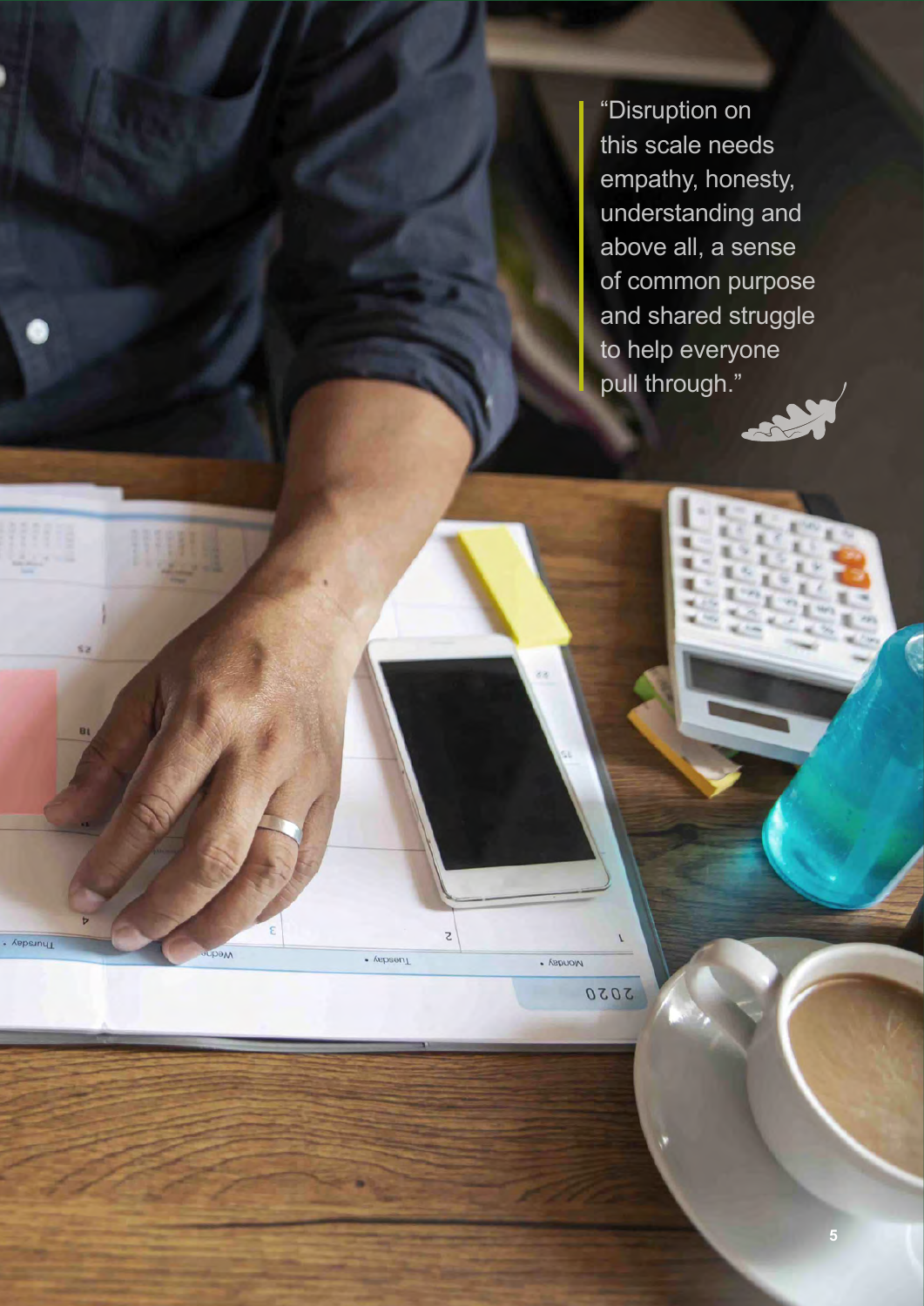> "Disruption on this scale needs empathy, honesty, understanding and above all, a sense of common purpose and shared struggle to help everyone pull through."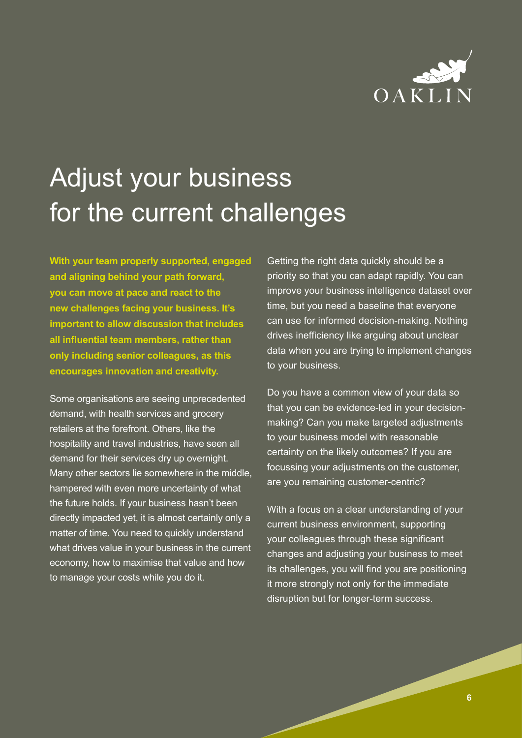# Adjust your business for the current challenges

**With your team properly supported, engaged and aligning behind your path forward, you can move at pace and react to the new challenges facing your business. It's important to allow discussion that includes all influential team members, rather than only including senior colleagues, as this encourages innovation and creativity.**

Some organisations are seeing unprecedented demand, with health services and grocery retailers at the forefront. Others, like the hospitality and travel industries, have seen all demand for their services dry up overnight. Many other sectors lie somewhere in the middle, hampered with even more uncertainty of what the future holds. If your business hasn't been directly impacted yet, it is almost certainly only a matter of time. You need to quickly understand what drives value in your business in the current economy, how to maximise that value and how to manage your costs while you do it.

Getting the right data quickly should be a priority so that you can adapt rapidly. You can improve your business intelligence dataset over time, but you need a baseline that everyone can use for informed decision-making. Nothing drives inefficiency like arguing about unclear data when you are trying to implement changes to your business.

Do you have a common view of your data so that you can be evidence-led in your decision-making? Can you make targeted adjustments to your business model with reasonable certainty on the likely outcomes? If you are focussing your adjustments on the customer, are you remaining customer-centric?

With a focus on a clear understanding of your current business environment, supporting your colleagues through these significant changes and adjusting your business to meet its challenges, you will find you are positioning it more strongly not only for the immediate disruption but for longer-term success.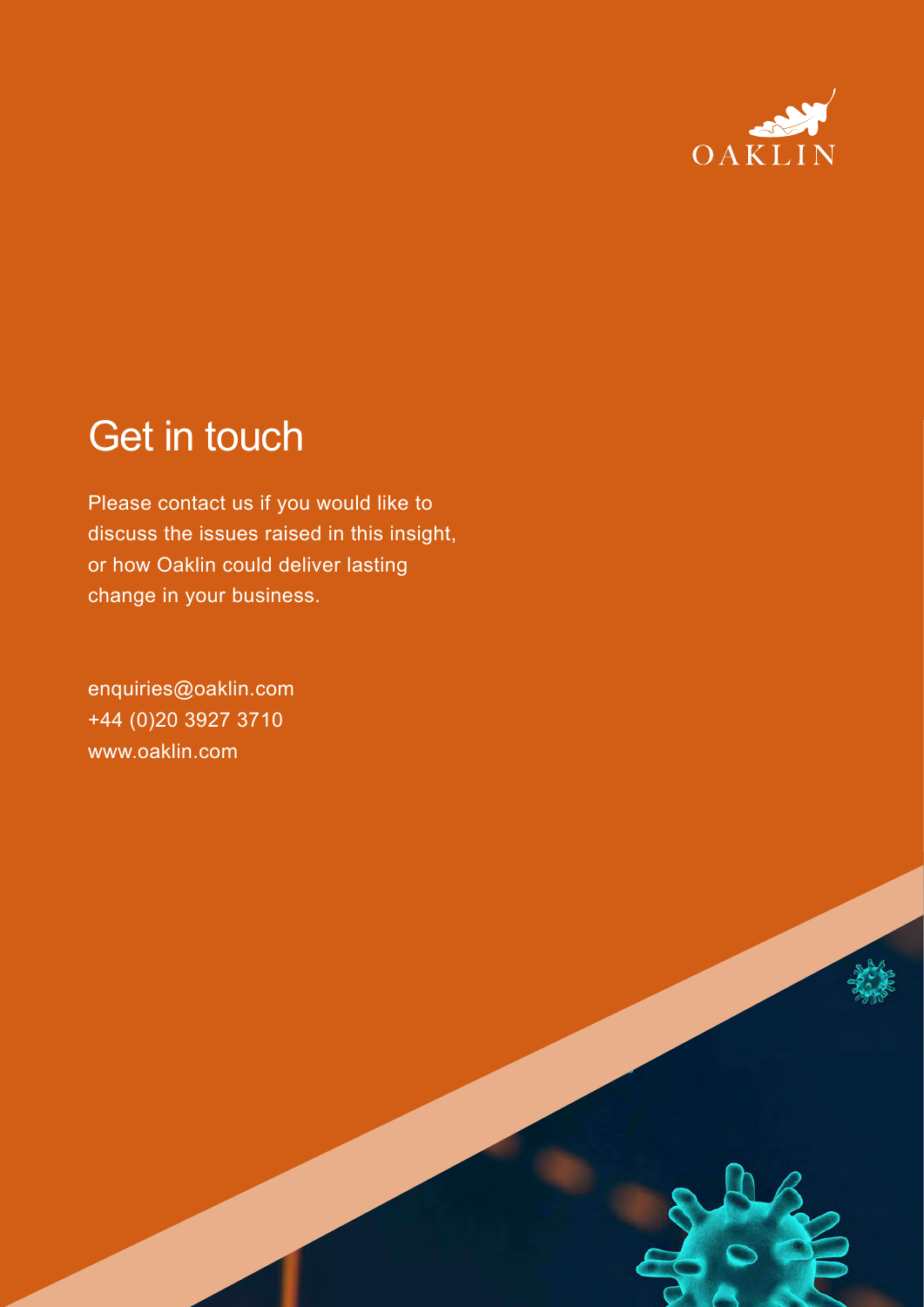OAKLIN

# Get in touch

Please contact us if you would like to discuss the issues raised in this insight, or how Oaklin could deliver lasting change in your business.

enquiries@oaklin.com
+44 (0)20 3927 3710
www.oaklin.com